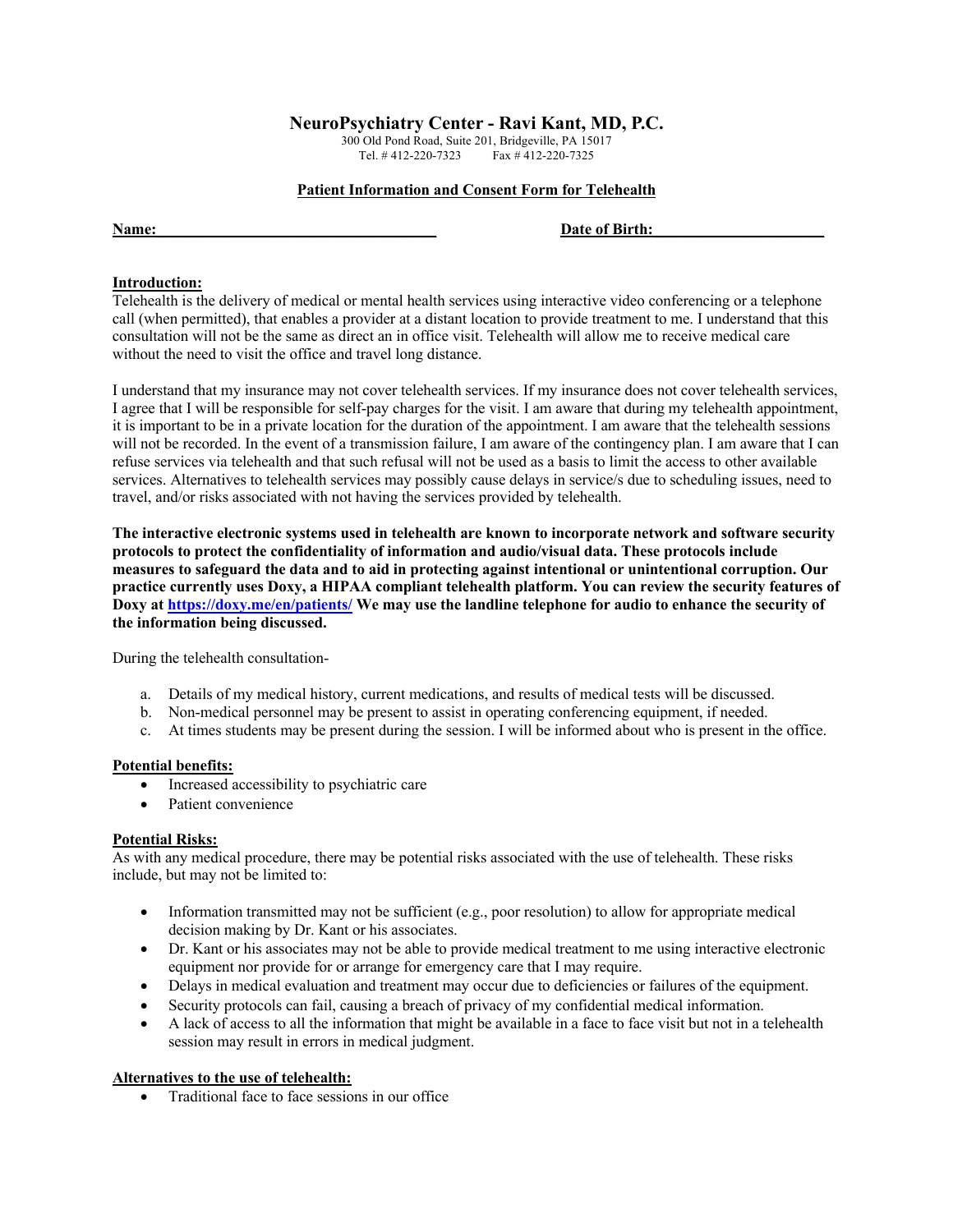# NeuroPsychiatry Center - Ravi Kant, MD, P.C.

300 Old Pond Road, Suite 201, Bridgeville, PA 15017
Tel. # 412-220-7323     Fax # 412-220-7325

## Patient Information and Consent Form for Telehealth

**Name:** ___________________________________     **Date of Birth:** ______________________

**Introduction:**

Telehealth is the delivery of medical or mental health services using interactive video conferencing or a telephone call (when permitted), that enables a provider at a distant location to provide treatment to me. I understand that this consultation will not be the same as direct an in office visit. Telehealth will allow me to receive medical care without the need to visit the office and travel long distance.

I understand that my insurance may not cover telehealth services. If my insurance does not cover telehealth services, I agree that I will be responsible for self-pay charges for the visit. I am aware that during my telehealth appointment, it is important to be in a private location for the duration of the appointment. I am aware that the telehealth sessions will not be recorded. In the event of a transmission failure, I am aware of the contingency plan. I am aware that I can refuse services via telehealth and that such refusal will not be used as a basis to limit the access to other available services. Alternatives to telehealth services may possibly cause delays in service/s due to scheduling issues, need to travel, and/or risks associated with not having the services provided by telehealth.

**The interactive electronic systems used in telehealth are known to incorporate network and software security protocols to protect the confidentiality of information and audio/visual data. These protocols include measures to safeguard the data and to aid in protecting against intentional or unintentional corruption. Our practice currently uses Doxy, a HIPAA compliant telehealth platform. You can review the security features of Doxy at [https://doxy.me/en/patients/](https://doxy.me/en/patients/) We may use the landline telephone for audio to enhance the security of the information being discussed.**

During the telehealth consultation-

a. Details of my medical history, current medications, and results of medical tests will be discussed.
b. Non-medical personnel may be present to assist in operating conferencing equipment, if needed.
c. At times students may be present during the session. I will be informed about who is present in the office.

**Potential benefits:**

- Increased accessibility to psychiatric care
- Patient convenience

**Potential Risks:**

As with any medical procedure, there may be potential risks associated with the use of telehealth. These risks include, but may not be limited to:

- Information transmitted may not be sufficient (e.g., poor resolution) to allow for appropriate medical decision making by Dr. Kant or his associates.
- Dr. Kant or his associates may not be able to provide medical treatment to me using interactive electronic equipment nor provide for or arrange for emergency care that I may require.
- Delays in medical evaluation and treatment may occur due to deficiencies or failures of the equipment.
- Security protocols can fail, causing a breach of privacy of my confidential medical information.
- A lack of access to all the information that might be available in a face to face visit but not in a telehealth session may result in errors in medical judgment.

**Alternatives to the use of telehealth:**

- Traditional face to face sessions in our office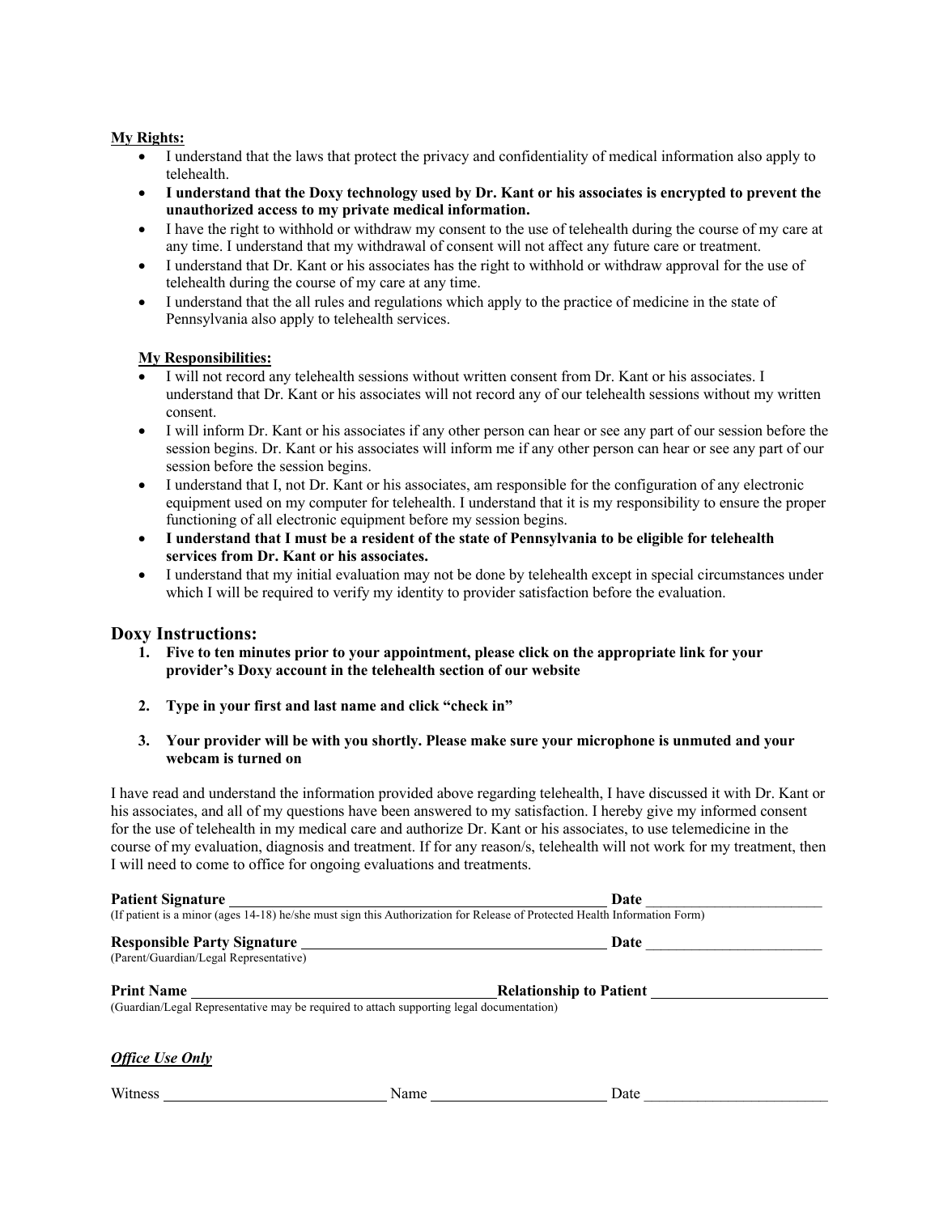**My Rights:**

- I understand that the laws that protect the privacy and confidentiality of medical information also apply to telehealth.
- **I understand that the Doxy technology used by Dr. Kant or his associates is encrypted to prevent the unauthorized access to my private medical information.**
- I have the right to withhold or withdraw my consent to the use of telehealth during the course of my care at any time. I understand that my withdrawal of consent will not affect any future care or treatment.
- I understand that Dr. Kant or his associates has the right to withhold or withdraw approval for the use of telehealth during the course of my care at any time.
- I understand that the all rules and regulations which apply to the practice of medicine in the state of Pennsylvania also apply to telehealth services.

**My Responsibilities:**

- I will not record any telehealth sessions without written consent from Dr. Kant or his associates. I understand that Dr. Kant or his associates will not record any of our telehealth sessions without my written consent.
- I will inform Dr. Kant or his associates if any other person can hear or see any part of our session before the session begins. Dr. Kant or his associates will inform me if any other person can hear or see any part of our session before the session begins.
- I understand that I, not Dr. Kant or his associates, am responsible for the configuration of any electronic equipment used on my computer for telehealth. I understand that it is my responsibility to ensure the proper functioning of all electronic equipment before my session begins.
- **I understand that I must be a resident of the state of Pennsylvania to be eligible for telehealth services from Dr. Kant or his associates.**
- I understand that my initial evaluation may not be done by telehealth except in special circumstances under which I will be required to verify my identity to provider satisfaction before the evaluation.

## Doxy Instructions:

1. **Five to ten minutes prior to your appointment, please click on the appropriate link for your provider's Doxy account in the telehealth section of our website**

2. **Type in your first and last name and click "check in"**

3. **Your provider will be with you shortly. Please make sure your microphone is unmuted and your webcam is turned on**

I have read and understand the information provided above regarding telehealth, I have discussed it with Dr. Kant or his associates, and all of my questions have been answered to my satisfaction. I hereby give my informed consent for the use of telehealth in my medical care and authorize Dr. Kant or his associates, to use telemedicine in the course of my evaluation, diagnosis and treatment. If for any reason/s, telehealth will not work for my treatment, then I will need to come to office for ongoing evaluations and treatments.

**Patient Signature** ____________________________________________ **Date** ______________________
(If patient is a minor (ages 14-18) he/she must sign this Authorization for Release of Protected Health Information Form)

**Responsible Party Signature** ______________________________________ **Date** ______________________
(Parent/Guardian/Legal Representative)

**Print Name** ______________________________________ **Relationship to Patient** ______________________
(Guardian/Legal Representative may be required to attach supporting legal documentation)

***Office Use Only***

Witness ____________________________ Name ______________________ Date ______________________